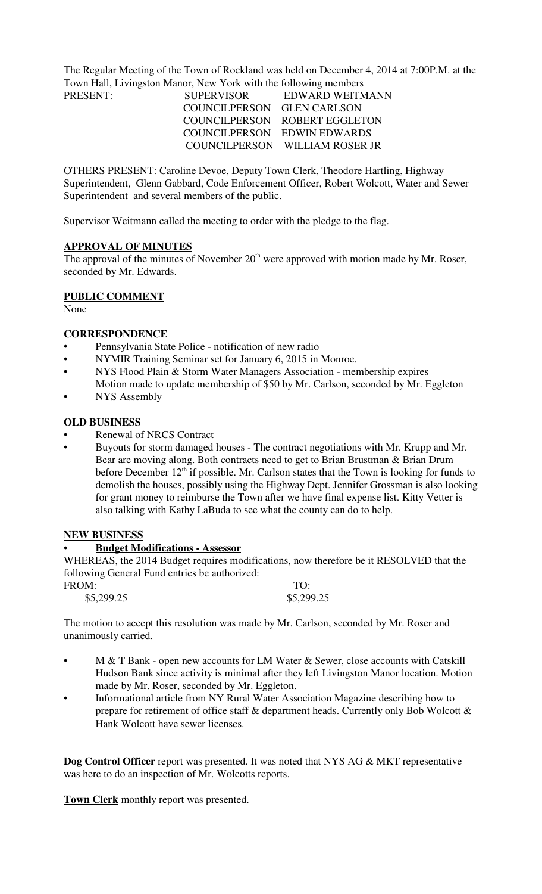The Regular Meeting of the Town of Rockland was held on December 4, 2014 at 7:00P.M. at the Town Hall, Livingston Manor, New York with the following members

| PRESENT: | SUPERVISOR | EDWARD WEITMANN |
|---|---|---|
| | COUNCILPERSON | GLEN CARLSON |
| | COUNCILPERSON | ROBERT EGGLETON |
| | COUNCILPERSON | EDWIN EDWARDS |
| | COUNCILPERSON | WILLIAM ROSER JR |

OTHERS PRESENT: Caroline Devoe, Deputy Town Clerk, Theodore Hartling, Highway Superintendent, Glenn Gabbard, Code Enforcement Officer, Robert Wolcott, Water and Sewer Superintendent and several members of the public.

Supervisor Weitmann called the meeting to order with the pledge to the flag.

**APPROVAL OF MINUTES**

The approval of the minutes of November 20th were approved with motion made by Mr. Roser, seconded by Mr. Edwards.

**PUBLIC COMMENT**

None

**CORRESPONDENCE**

- Pennsylvania State Police - notification of new radio
- NYMIR Training Seminar set for January 6, 2015 in Monroe.
- NYS Flood Plain & Storm Water Managers Association - membership expires
  Motion made to update membership of $50 by Mr. Carlson, seconded by Mr. Eggleton
- NYS Assembly

**OLD BUSINESS**

- Renewal of NRCS Contract
- Buyouts for storm damaged houses - The contract negotiations with Mr. Krupp and Mr. Bear are moving along. Both contracts need to get to Brian Brustman & Brian Drum before December 12th if possible. Mr. Carlson states that the Town is looking for funds to demolish the houses, possibly using the Highway Dept. Jennifer Grossman is also looking for grant money to reimburse the Town after we have final expense list. Kitty Vetter is also talking with Kathy LaBuda to see what the county can do to help.

**NEW BUSINESS**

- **Budget Modifications - Assessor**

WHEREAS, the 2014 Budget requires modifications, now therefore be it RESOLVED that the following General Fund entries be authorized:

| FROM: | TO: |
|---|---|
| $5,299.25 | $5,299.25 |

The motion to accept this resolution was made by Mr. Carlson, seconded by Mr. Roser and unanimously carried.

- M & T Bank - open new accounts for LM Water & Sewer, close accounts with Catskill Hudson Bank since activity is minimal after they left Livingston Manor location. Motion made by Mr. Roser, seconded by Mr. Eggleton.
- Informational article from NY Rural Water Association Magazine describing how to prepare for retirement of office staff & department heads. Currently only Bob Wolcott & Hank Wolcott have sewer licenses.

**Dog Control Officer** report was presented. It was noted that NYS AG & MKT representative was here to do an inspection of Mr. Wolcotts reports.

**Town Clerk** monthly report was presented.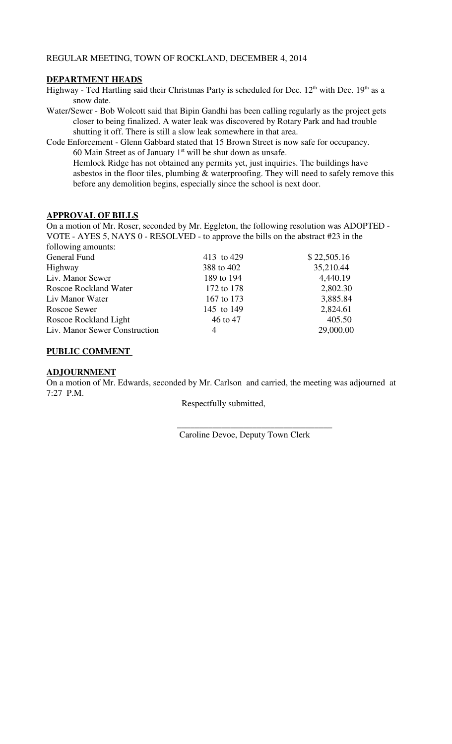REGULAR MEETING, TOWN OF ROCKLAND, DECEMBER 4, 2014

**DEPARTMENT HEADS**

Highway - Ted Hartling said their Christmas Party is scheduled for Dec. 12th with Dec. 19th as a snow date.

Water/Sewer - Bob Wolcott said that Bipin Gandhi has been calling regularly as the project gets closer to being finalized. A water leak was discovered by Rotary Park and had trouble shutting it off. There is still a slow leak somewhere in that area.

Code Enforcement - Glenn Gabbard stated that 15 Brown Street is now safe for occupancy. 60 Main Street as of January 1st will be shut down as unsafe.
Hemlock Ridge has not obtained any permits yet, just inquiries. The buildings have asbestos in the floor tiles, plumbing & waterproofing. They will need to safely remove this before any demolition begins, especially since the school is next door.

**APPROVAL OF BILLS**

On a motion of Mr. Roser, seconded by Mr. Eggleton, the following resolution was ADOPTED - VOTE - AYES 5, NAYS 0 - RESOLVED - to approve the bills on the abstract #23 in the following amounts:

| | | |
|---|---|---|
| General Fund | 413 to 429 | $ 22,505.16 |
| Highway | 388 to 402 | 35,210.44 |
| Liv. Manor Sewer | 189 to 194 | 4,440.19 |
| Roscoe Rockland Water | 172 to 178 | 2,802.30 |
| Liv Manor Water | 167 to 173 | 3,885.84 |
| Roscoe Sewer | 145 to 149 | 2,824.61 |
| Roscoe Rockland Light | 46 to 47 | 405.50 |
| Liv. Manor Sewer Construction | 4 | 29,000.00 |

**PUBLIC COMMENT**

**ADJOURNMENT**

On a motion of Mr. Edwards, seconded by Mr. Carlson and carried, the meeting was adjourned at 7:27 P.M.

Respectfully submitted,

\_\_\_\_\_\_\_\_\_\_\_\_\_\_\_\_\_\_\_\_\_\_\_\_\_\_\_\_\_\_\_\_\_\_\_

Caroline Devoe, Deputy Town Clerk